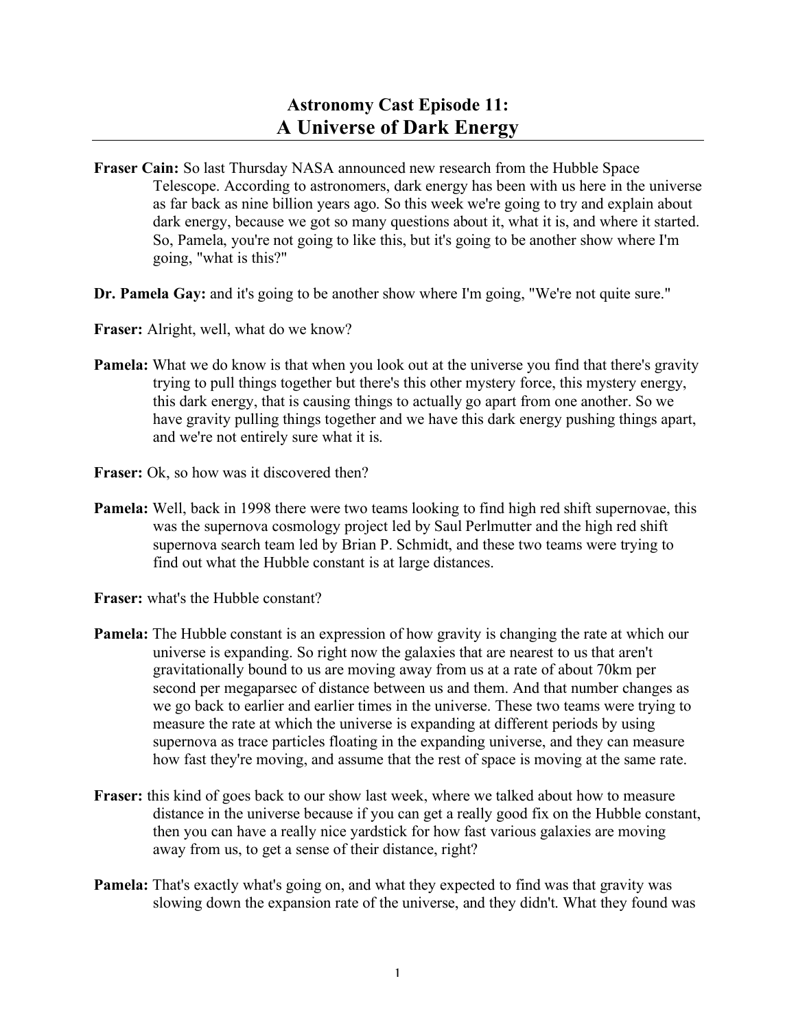# Astronomy Cast Episode 11:
# A Universe of Dark Energy

**Fraser Cain:** So last Thursday NASA announced new research from the Hubble Space Telescope. According to astronomers, dark energy has been with us here in the universe as far back as nine billion years ago. So this week we're going to try and explain about dark energy, because we got so many questions about it, what it is, and where it started. So, Pamela, you're not going to like this, but it's going to be another show where I'm going, "what is this?"

**Dr. Pamela Gay:** and it's going to be another show where I'm going, "We're not quite sure."

**Fraser:** Alright, well, what do we know?

**Pamela:** What we do know is that when you look out at the universe you find that there's gravity trying to pull things together but there's this other mystery force, this mystery energy, this dark energy, that is causing things to actually go apart from one another. So we have gravity pulling things together and we have this dark energy pushing things apart, and we're not entirely sure what it is.

**Fraser:** Ok, so how was it discovered then?

**Pamela:** Well, back in 1998 there were two teams looking to find high red shift supernovae, this was the supernova cosmology project led by Saul Perlmutter and the high red shift supernova search team led by Brian P. Schmidt, and these two teams were trying to find out what the Hubble constant is at large distances.

**Fraser:** what's the Hubble constant?

**Pamela:** The Hubble constant is an expression of how gravity is changing the rate at which our universe is expanding. So right now the galaxies that are nearest to us that aren't gravitationally bound to us are moving away from us at a rate of about 70km per second per megaparsec of distance between us and them. And that number changes as we go back to earlier and earlier times in the universe. These two teams were trying to measure the rate at which the universe is expanding at different periods by using supernova as trace particles floating in the expanding universe, and they can measure how fast they're moving, and assume that the rest of space is moving at the same rate.

**Fraser:** this kind of goes back to our show last week, where we talked about how to measure distance in the universe because if you can get a really good fix on the Hubble constant, then you can have a really nice yardstick for how fast various galaxies are moving away from us, to get a sense of their distance, right?

**Pamela:** That's exactly what's going on, and what they expected to find was that gravity was slowing down the expansion rate of the universe, and they didn't. What they found was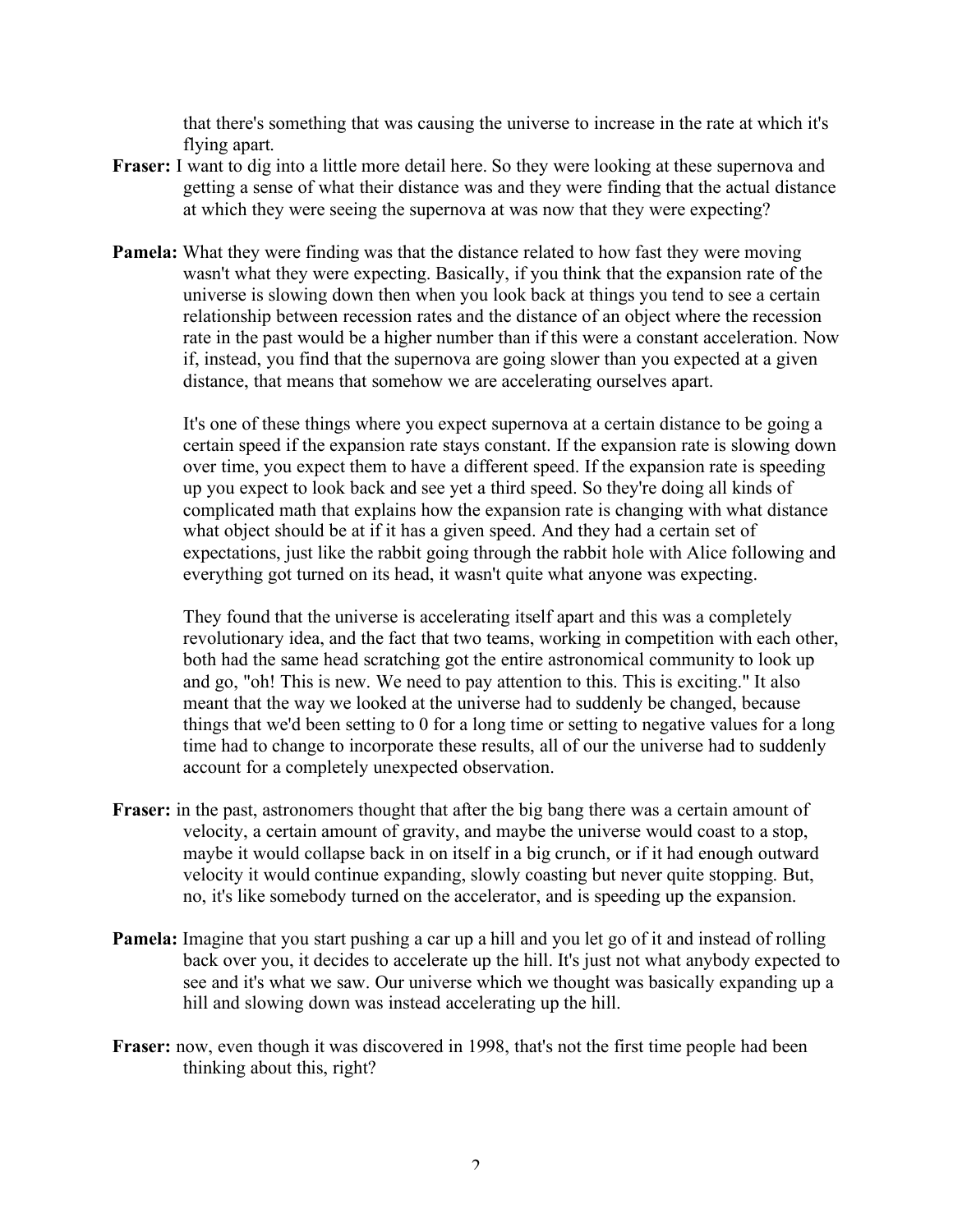that there's something that was causing the universe to increase in the rate at which it's flying apart.

**Fraser:** I want to dig into a little more detail here. So they were looking at these supernova and getting a sense of what their distance was and they were finding that the actual distance at which they were seeing the supernova at was now that they were expecting?

**Pamela:** What they were finding was that the distance related to how fast they were moving wasn't what they were expecting. Basically, if you think that the expansion rate of the universe is slowing down then when you look back at things you tend to see a certain relationship between recession rates and the distance of an object where the recession rate in the past would be a higher number than if this were a constant acceleration. Now if, instead, you find that the supernova are going slower than you expected at a given distance, that means that somehow we are accelerating ourselves apart.

It's one of these things where you expect supernova at a certain distance to be going a certain speed if the expansion rate stays constant. If the expansion rate is slowing down over time, you expect them to have a different speed. If the expansion rate is speeding up you expect to look back and see yet a third speed. So they're doing all kinds of complicated math that explains how the expansion rate is changing with what distance what object should be at if it has a given speed. And they had a certain set of expectations, just like the rabbit going through the rabbit hole with Alice following and everything got turned on its head, it wasn't quite what anyone was expecting.

They found that the universe is accelerating itself apart and this was a completely revolutionary idea, and the fact that two teams, working in competition with each other, both had the same head scratching got the entire astronomical community to look up and go, "oh! This is new. We need to pay attention to this. This is exciting." It also meant that the way we looked at the universe had to suddenly be changed, because things that we'd been setting to 0 for a long time or setting to negative values for a long time had to change to incorporate these results, all of our the universe had to suddenly account for a completely unexpected observation.

**Fraser:** in the past, astronomers thought that after the big bang there was a certain amount of velocity, a certain amount of gravity, and maybe the universe would coast to a stop, maybe it would collapse back in on itself in a big crunch, or if it had enough outward velocity it would continue expanding, slowly coasting but never quite stopping. But, no, it's like somebody turned on the accelerator, and is speeding up the expansion.

**Pamela:** Imagine that you start pushing a car up a hill and you let go of it and instead of rolling back over you, it decides to accelerate up the hill. It's just not what anybody expected to see and it's what we saw. Our universe which we thought was basically expanding up a hill and slowing down was instead accelerating up the hill.

**Fraser:** now, even though it was discovered in 1998, that's not the first time people had been thinking about this, right?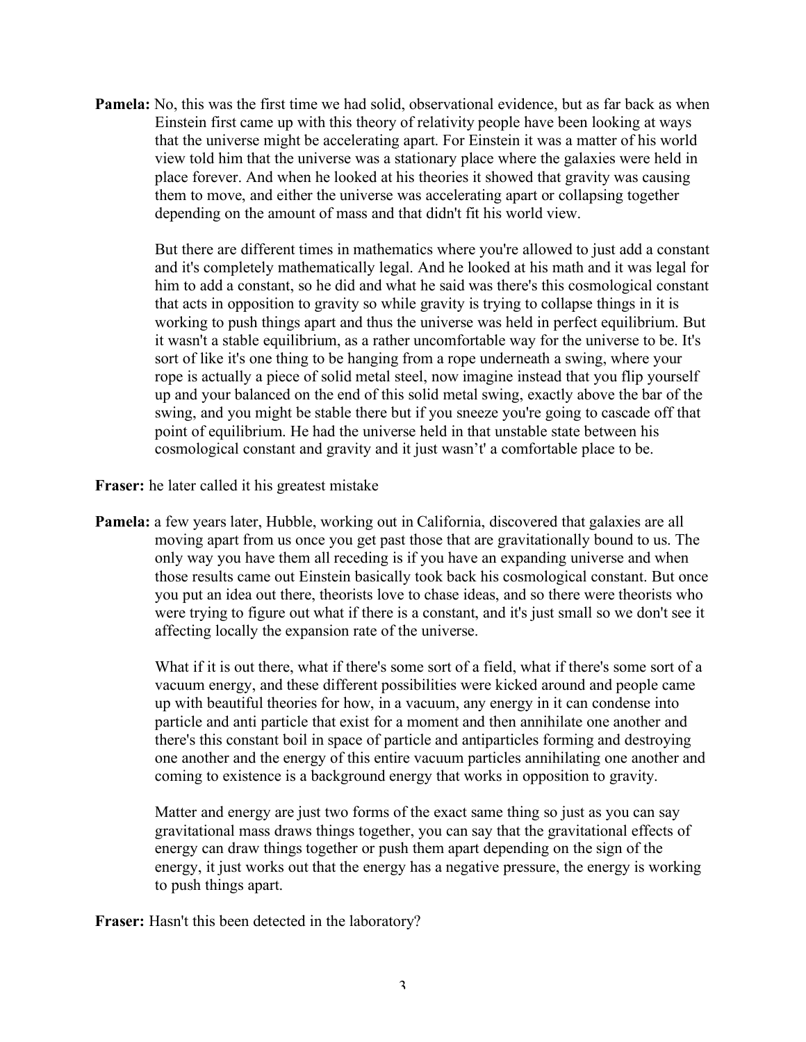**Pamela:** No, this was the first time we had solid, observational evidence, but as far back as when Einstein first came up with this theory of relativity people have been looking at ways that the universe might be accelerating apart. For Einstein it was a matter of his world view told him that the universe was a stationary place where the galaxies were held in place forever. And when he looked at his theories it showed that gravity was causing them to move, and either the universe was accelerating apart or collapsing together depending on the amount of mass and that didn't fit his world view.

But there are different times in mathematics where you're allowed to just add a constant and it's completely mathematically legal. And he looked at his math and it was legal for him to add a constant, so he did and what he said was there's this cosmological constant that acts in opposition to gravity so while gravity is trying to collapse things in it is working to push things apart and thus the universe was held in perfect equilibrium. But it wasn't a stable equilibrium, as a rather uncomfortable way for the universe to be. It's sort of like it's one thing to be hanging from a rope underneath a swing, where your rope is actually a piece of solid metal steel, now imagine instead that you flip yourself up and your balanced on the end of this solid metal swing, exactly above the bar of the swing, and you might be stable there but if you sneeze you're going to cascade off that point of equilibrium. He had the universe held in that unstable state between his cosmological constant and gravity and it just wasn't't' a comfortable place to be.

**Fraser:** he later called it his greatest mistake

**Pamela:** a few years later, Hubble, working out in California, discovered that galaxies are all moving apart from us once you get past those that are gravitationally bound to us. The only way you have them all receding is if you have an expanding universe and when those results came out Einstein basically took back his cosmological constant. But once you put an idea out there, theorists love to chase ideas, and so there were theorists who were trying to figure out what if there is a constant, and it's just small so we don't see it affecting locally the expansion rate of the universe.

What if it is out there, what if there's some sort of a field, what if there's some sort of a vacuum energy, and these different possibilities were kicked around and people came up with beautiful theories for how, in a vacuum, any energy in it can condense into particle and anti particle that exist for a moment and then annihilate one another and there's this constant boil in space of particle and antiparticles forming and destroying one another and the energy of this entire vacuum particles annihilating one another and coming to existence is a background energy that works in opposition to gravity.

Matter and energy are just two forms of the exact same thing so just as you can say gravitational mass draws things together, you can say that the gravitational effects of energy can draw things together or push them apart depending on the sign of the energy, it just works out that the energy has a negative pressure, the energy is working to push things apart.

**Fraser:** Hasn't this been detected in the laboratory?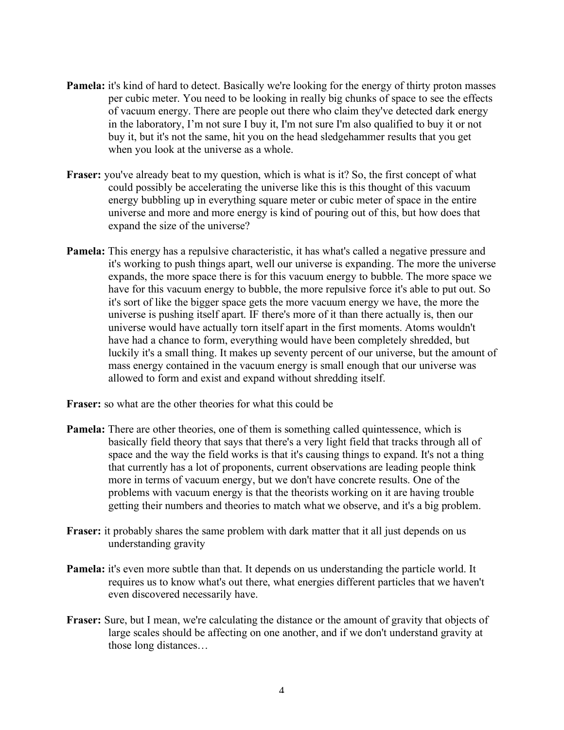**Pamela:** it's kind of hard to detect. Basically we're looking for the energy of thirty proton masses per cubic meter. You need to be looking in really big chunks of space to see the effects of vacuum energy. There are people out there who claim they've detected dark energy in the laboratory, I'm not sure I buy it, I'm not sure I'm also qualified to buy it or not buy it, but it's not the same, hit you on the head sledgehammer results that you get when you look at the universe as a whole.

**Fraser:** you've already beat to my question, which is what is it? So, the first concept of what could possibly be accelerating the universe like this is this thought of this vacuum energy bubbling up in everything square meter or cubic meter of space in the entire universe and more and more energy is kind of pouring out of this, but how does that expand the size of the universe?

**Pamela:** This energy has a repulsive characteristic, it has what's called a negative pressure and it's working to push things apart, well our universe is expanding. The more the universe expands, the more space there is for this vacuum energy to bubble. The more space we have for this vacuum energy to bubble, the more repulsive force it's able to put out. So it's sort of like the bigger space gets the more vacuum energy we have, the more the universe is pushing itself apart. IF there's more of it than there actually is, then our universe would have actually torn itself apart in the first moments. Atoms wouldn't have had a chance to form, everything would have been completely shredded, but luckily it's a small thing. It makes up seventy percent of our universe, but the amount of mass energy contained in the vacuum energy is small enough that our universe was allowed to form and exist and expand without shredding itself.

**Fraser:** so what are the other theories for what this could be

**Pamela:** There are other theories, one of them is something called quintessence, which is basically field theory that says that there's a very light field that tracks through all of space and the way the field works is that it's causing things to expand. It's not a thing that currently has a lot of proponents, current observations are leading people think more in terms of vacuum energy, but we don't have concrete results. One of the problems with vacuum energy is that the theorists working on it are having trouble getting their numbers and theories to match what we observe, and it's a big problem.

**Fraser:** it probably shares the same problem with dark matter that it all just depends on us understanding gravity

**Pamela:** it's even more subtle than that. It depends on us understanding the particle world. It requires us to know what's out there, what energies different particles that we haven't even discovered necessarily have.

**Fraser:** Sure, but I mean, we're calculating the distance or the amount of gravity that objects of large scales should be affecting on one another, and if we don't understand gravity at those long distances…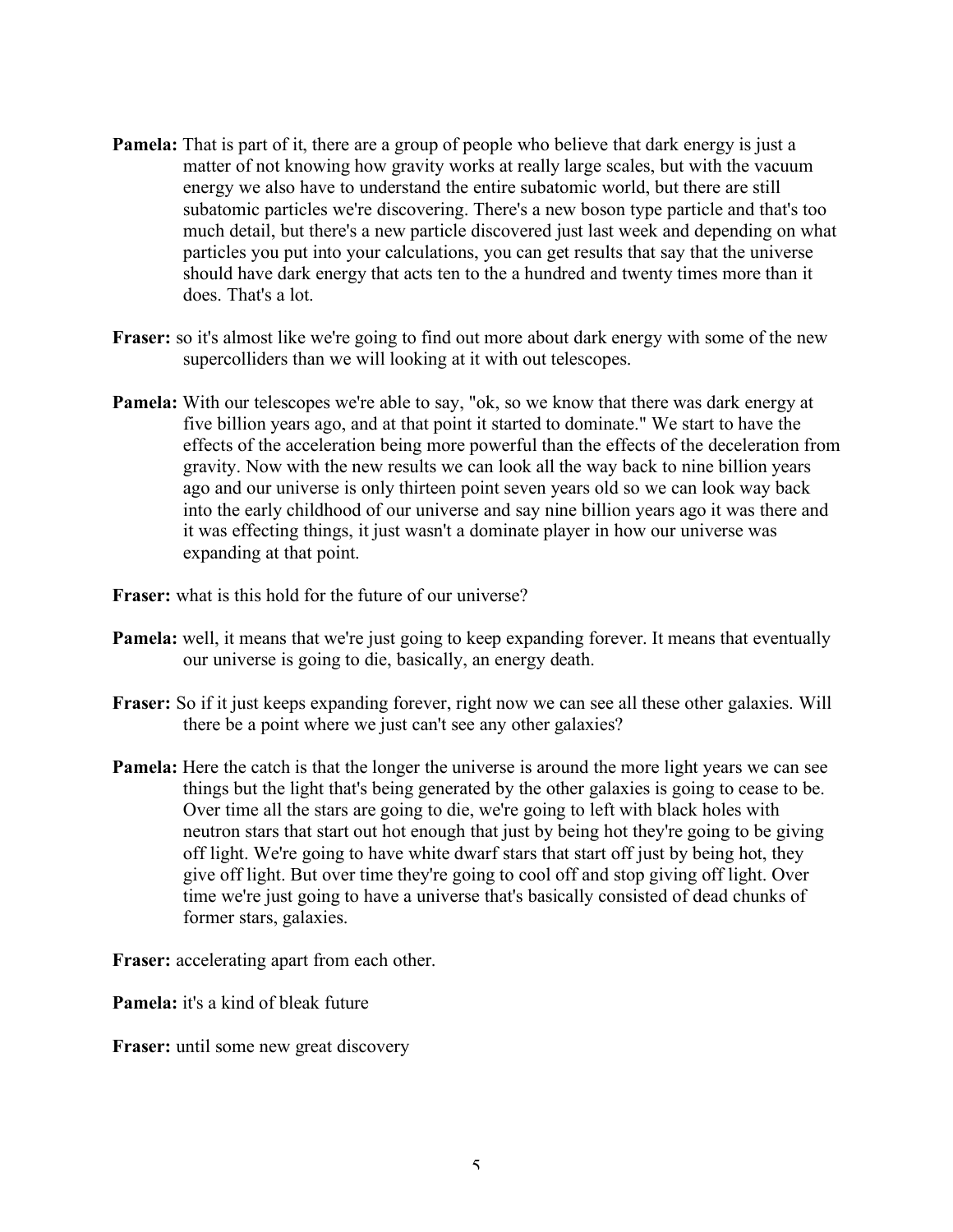**Pamela:** That is part of it, there are a group of people who believe that dark energy is just a matter of not knowing how gravity works at really large scales, but with the vacuum energy we also have to understand the entire subatomic world, but there are still subatomic particles we're discovering. There's a new boson type particle and that's too much detail, but there's a new particle discovered just last week and depending on what particles you put into your calculations, you can get results that say that the universe should have dark energy that acts ten to the a hundred and twenty times more than it does. That's a lot.

**Fraser:** so it's almost like we're going to find out more about dark energy with some of the new supercolliders than we will looking at it with out telescopes.

**Pamela:** With our telescopes we're able to say, "ok, so we know that there was dark energy at five billion years ago, and at that point it started to dominate." We start to have the effects of the acceleration being more powerful than the effects of the deceleration from gravity. Now with the new results we can look all the way back to nine billion years ago and our universe is only thirteen point seven years old so we can look way back into the early childhood of our universe and say nine billion years ago it was there and it was effecting things, it just wasn't a dominate player in how our universe was expanding at that point.

**Fraser:** what is this hold for the future of our universe?

**Pamela:** well, it means that we're just going to keep expanding forever. It means that eventually our universe is going to die, basically, an energy death.

**Fraser:** So if it just keeps expanding forever, right now we can see all these other galaxies. Will there be a point where we just can't see any other galaxies?

**Pamela:** Here the catch is that the longer the universe is around the more light years we can see things but the light that's being generated by the other galaxies is going to cease to be. Over time all the stars are going to die, we're going to left with black holes with neutron stars that start out hot enough that just by being hot they're going to be giving off light. We're going to have white dwarf stars that start off just by being hot, they give off light. But over time they're going to cool off and stop giving off light. Over time we're just going to have a universe that's basically consisted of dead chunks of former stars, galaxies.

**Fraser:** accelerating apart from each other.

**Pamela:** it's a kind of bleak future

**Fraser:** until some new great discovery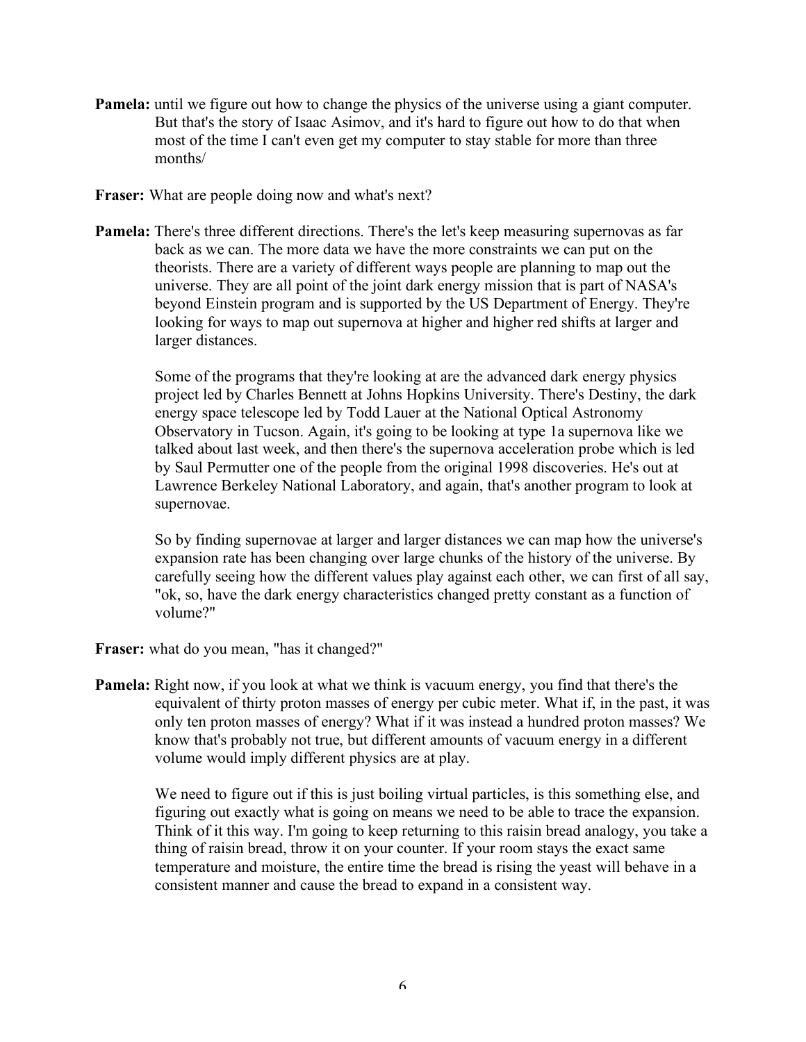**Pamela:** until we figure out how to change the physics of the universe using a giant computer. But that's the story of Isaac Asimov, and it's hard to figure out how to do that when most of the time I can't even get my computer to stay stable for more than three months/

**Fraser:** What are people doing now and what's next?

**Pamela:** There's three different directions. There's the let's keep measuring supernovas as far back as we can. The more data we have the more constraints we can put on the theorists. There are a variety of different ways people are planning to map out the universe. They are all point of the joint dark energy mission that is part of NASA's beyond Einstein program and is supported by the US Department of Energy. They're looking for ways to map out supernova at higher and higher red shifts at larger and larger distances.

Some of the programs that they're looking at are the advanced dark energy physics project led by Charles Bennett at Johns Hopkins University. There's Destiny, the dark energy space telescope led by Todd Lauer at the National Optical Astronomy Observatory in Tucson. Again, it's going to be looking at type 1a supernova like we talked about last week, and then there's the supernova acceleration probe which is led by Saul Permutter one of the people from the original 1998 discoveries. He's out at Lawrence Berkeley National Laboratory, and again, that's another program to look at supernovae.

So by finding supernovae at larger and larger distances we can map how the universe's expansion rate has been changing over large chunks of the history of the universe. By carefully seeing how the different values play against each other, we can first of all say, "ok, so, have the dark energy characteristics changed pretty constant as a function of volume?"

**Fraser:** what do you mean, "has it changed?"

**Pamela:** Right now, if you look at what we think is vacuum energy, you find that there's the equivalent of thirty proton masses of energy per cubic meter. What if, in the past, it was only ten proton masses of energy? What if it was instead a hundred proton masses? We know that's probably not true, but different amounts of vacuum energy in a different volume would imply different physics are at play.

We need to figure out if this is just boiling virtual particles, is this something else, and figuring out exactly what is going on means we need to be able to trace the expansion. Think of it this way. I'm going to keep returning to this raisin bread analogy, you take a thing of raisin bread, throw it on your counter. If your room stays the exact same temperature and moisture, the entire time the bread is rising the yeast will behave in a consistent manner and cause the bread to expand in a consistent way.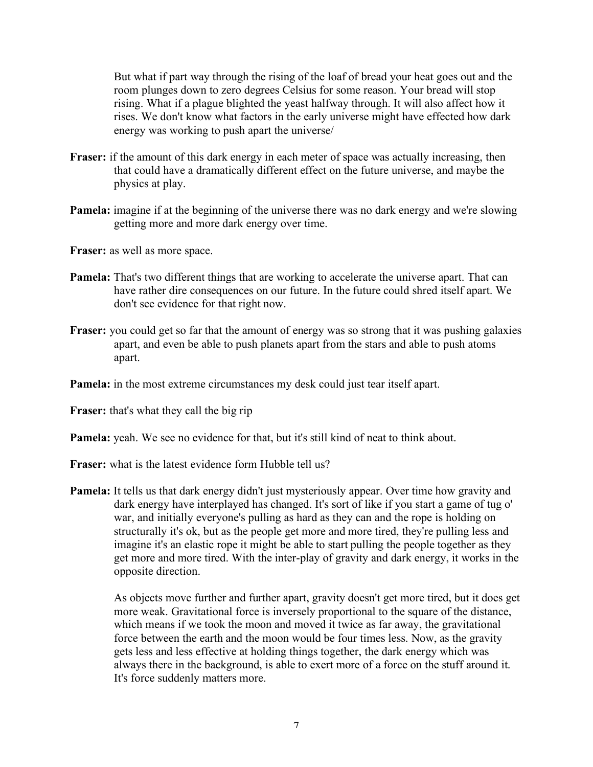But what if part way through the rising of the loaf of bread your heat goes out and the room plunges down to zero degrees Celsius for some reason. Your bread will stop rising. What if a plague blighted the yeast halfway through. It will also affect how it rises. We don't know what factors in the early universe might have effected how dark energy was working to push apart the universe/

**Fraser:** if the amount of this dark energy in each meter of space was actually increasing, then that could have a dramatically different effect on the future universe, and maybe the physics at play.

**Pamela:** imagine if at the beginning of the universe there was no dark energy and we're slowing getting more and more dark energy over time.

**Fraser:** as well as more space.

**Pamela:** That's two different things that are working to accelerate the universe apart. That can have rather dire consequences on our future. In the future could shred itself apart. We don't see evidence for that right now.

**Fraser:** you could get so far that the amount of energy was so strong that it was pushing galaxies apart, and even be able to push planets apart from the stars and able to push atoms apart.

**Pamela:** in the most extreme circumstances my desk could just tear itself apart.

**Fraser:** that's what they call the big rip

**Pamela:** yeah. We see no evidence for that, but it's still kind of neat to think about.

**Fraser:** what is the latest evidence form Hubble tell us?

**Pamela:** It tells us that dark energy didn't just mysteriously appear. Over time how gravity and dark energy have interplayed has changed. It's sort of like if you start a game of tug o' war, and initially everyone's pulling as hard as they can and the rope is holding on structurally it's ok, but as the people get more and more tired, they're pulling less and imagine it's an elastic rope it might be able to start pulling the people together as they get more and more tired. With the inter-play of gravity and dark energy, it works in the opposite direction.

As objects move further and further apart, gravity doesn't get more tired, but it does get more weak. Gravitational force is inversely proportional to the square of the distance, which means if we took the moon and moved it twice as far away, the gravitational force between the earth and the moon would be four times less. Now, as the gravity gets less and less effective at holding things together, the dark energy which was always there in the background, is able to exert more of a force on the stuff around it. It's force suddenly matters more.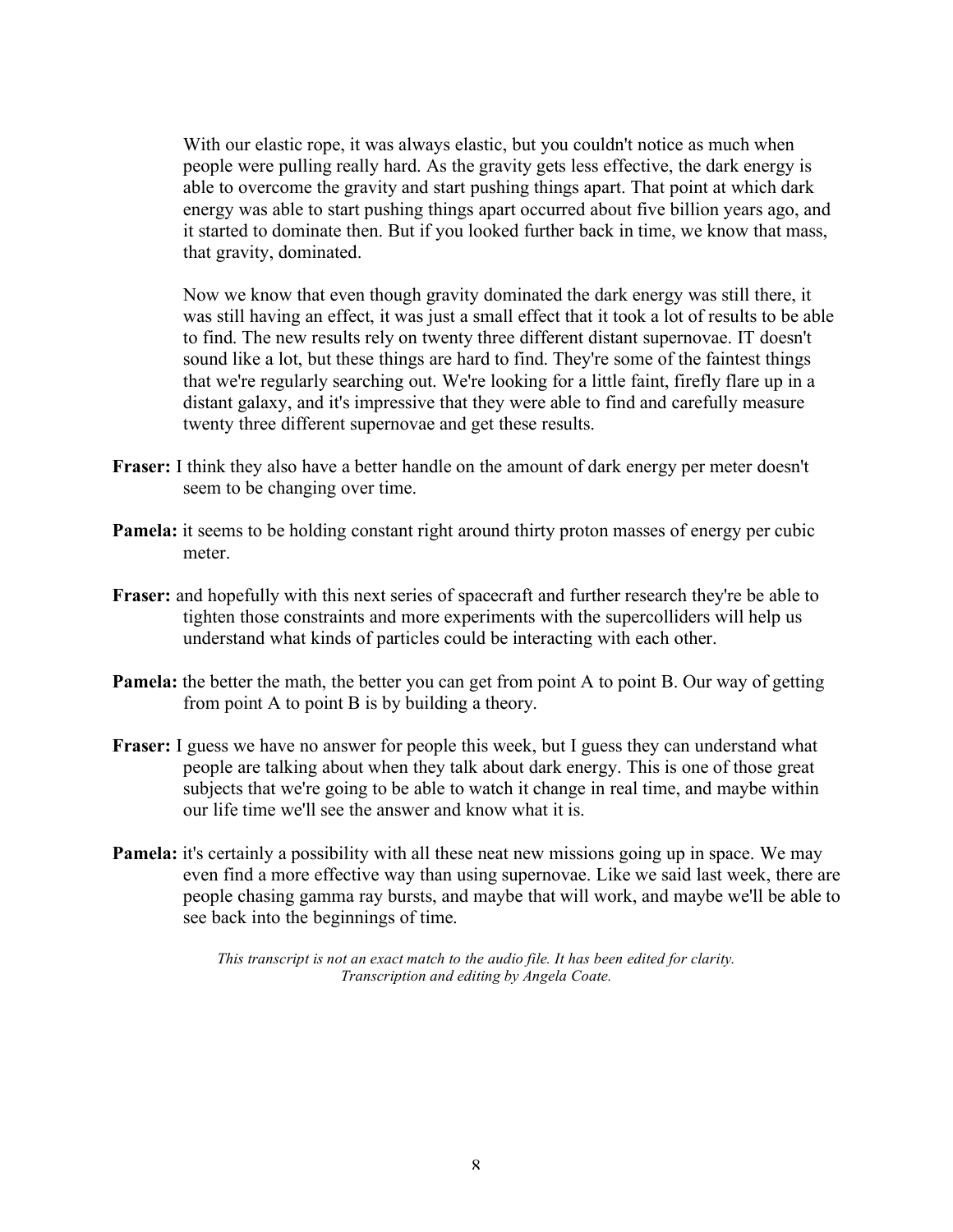With our elastic rope, it was always elastic, but you couldn't notice as much when people were pulling really hard. As the gravity gets less effective, the dark energy is able to overcome the gravity and start pushing things apart. That point at which dark energy was able to start pushing things apart occurred about five billion years ago, and it started to dominate then. But if you looked further back in time, we know that mass, that gravity, dominated.

Now we know that even though gravity dominated the dark energy was still there, it was still having an effect, it was just a small effect that it took a lot of results to be able to find. The new results rely on twenty three different distant supernovae. IT doesn't sound like a lot, but these things are hard to find. They're some of the faintest things that we're regularly searching out. We're looking for a little faint, firefly flare up in a distant galaxy, and it's impressive that they were able to find and carefully measure twenty three different supernovae and get these results.

**Fraser:** I think they also have a better handle on the amount of dark energy per meter doesn't seem to be changing over time.

**Pamela:** it seems to be holding constant right around thirty proton masses of energy per cubic meter.

**Fraser:** and hopefully with this next series of spacecraft and further research they're be able to tighten those constraints and more experiments with the supercolliders will help us understand what kinds of particles could be interacting with each other.

**Pamela:** the better the math, the better you can get from point A to point B. Our way of getting from point A to point B is by building a theory.

**Fraser:** I guess we have no answer for people this week, but I guess they can understand what people are talking about when they talk about dark energy. This is one of those great subjects that we're going to be able to watch it change in real time, and maybe within our life time we'll see the answer and know what it is.

**Pamela:** it's certainly a possibility with all these neat new missions going up in space. We may even find a more effective way than using supernovae. Like we said last week, there are people chasing gamma ray bursts, and maybe that will work, and maybe we'll be able to see back into the beginnings of time.

*This transcript is not an exact match to the audio file. It has been edited for clarity. Transcription and editing by Angela Coate.*